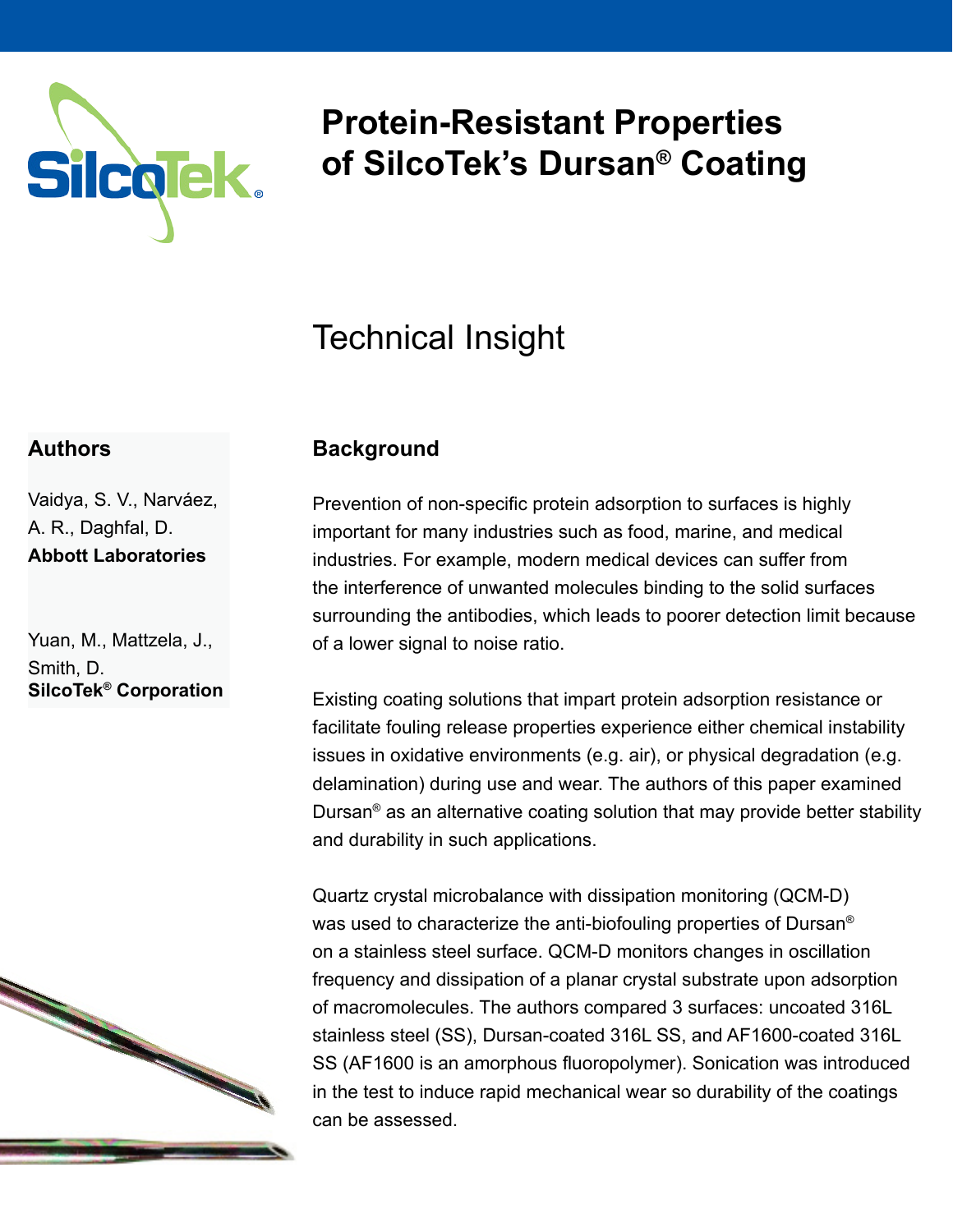# Protein-Resistant Properties of SilcoTek's Dursan® Coating

## Technical Insight

### Authors

Vaidya, S. V., Narváez, A. R., Daghfal, D.
**Abbott Laboratories**

Yuan, M., Mattzela, J., Smith, D.
**SilcoTek® Corporation**

### Background

Prevention of non-specific protein adsorption to surfaces is highly important for many industries such as food, marine, and medical industries. For example, modern medical devices can suffer from the interference of unwanted molecules binding to the solid surfaces surrounding the antibodies, which leads to poorer detection limit because of a lower signal to noise ratio.

Existing coating solutions that impart protein adsorption resistance or facilitate fouling release properties experience either chemical instability issues in oxidative environments (e.g. air), or physical degradation (e.g. delamination) during use and wear. The authors of this paper examined Dursan® as an alternative coating solution that may provide better stability and durability in such applications.

Quartz crystal microbalance with dissipation monitoring (QCM-D) was used to characterize the anti-biofouling properties of Dursan® on a stainless steel surface. QCM-D monitors changes in oscillation frequency and dissipation of a planar crystal substrate upon adsorption of macromolecules. The authors compared 3 surfaces: uncoated 316L stainless steel (SS), Dursan-coated 316L SS, and AF1600-coated 316L SS (AF1600 is an amorphous fluoropolymer). Sonication was introduced in the test to induce rapid mechanical wear so durability of the coatings can be assessed.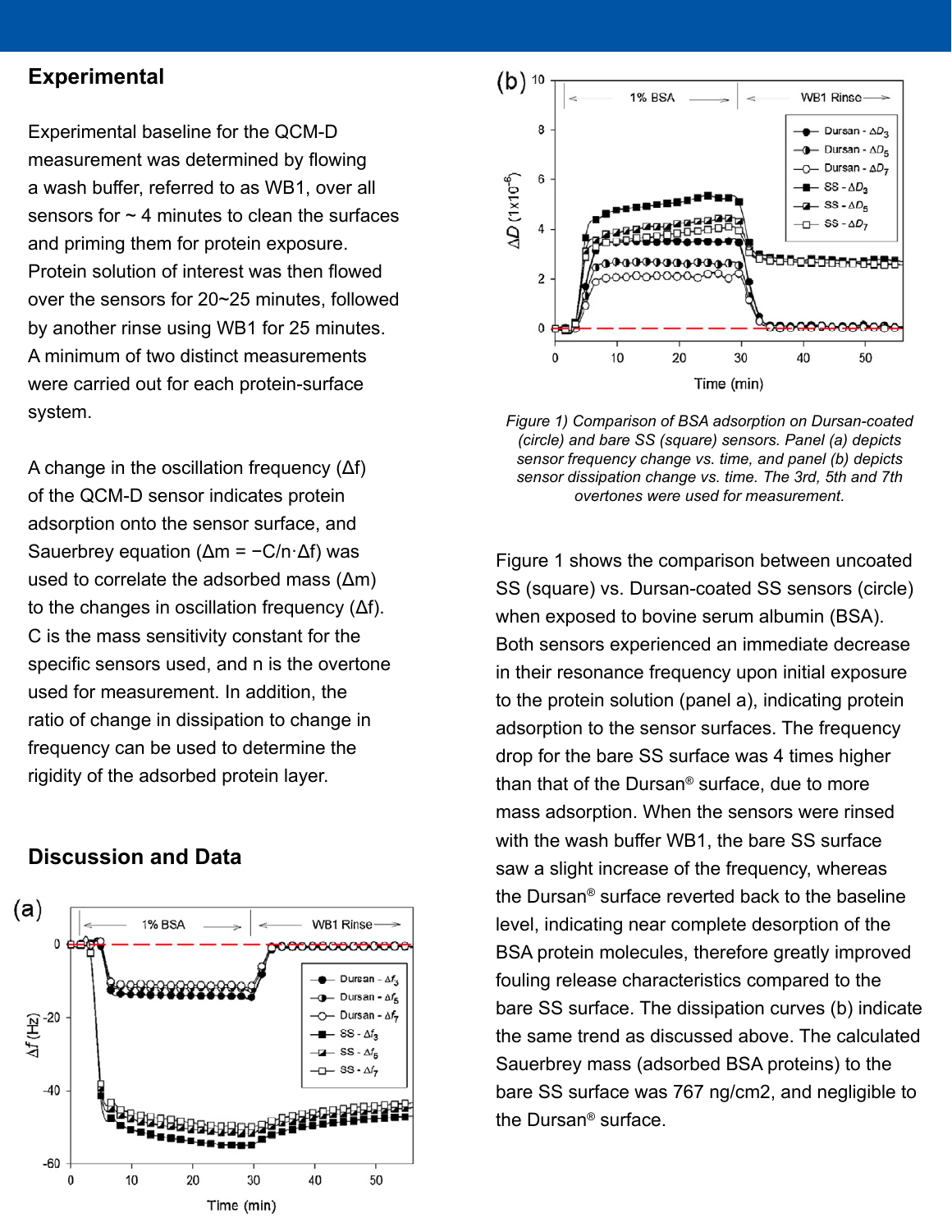## Experimental

Experimental baseline for the QCM-D measurement was determined by flowing a wash buffer, referred to as WB1, over all sensors for ~ 4 minutes to clean the surfaces and priming them for protein exposure. Protein solution of interest was then flowed over the sensors for 20~25 minutes, followed by another rinse using WB1 for 25 minutes. A minimum of two distinct measurements were carried out for each protein-surface system.

A change in the oscillation frequency (Δf) of the QCM-D sensor indicates protein adsorption onto the sensor surface, and Sauerbrey equation ($\Delta m = -C/n \cdot \Delta f$) was used to correlate the adsorbed mass (Δm) to the changes in oscillation frequency (Δf). C is the mass sensitivity constant for the specific sensors used, and n is the overtone used for measurement. In addition, the ratio of change in dissipation to change in frequency can be used to determine the rigidity of the adsorbed protein layer.

## Discussion and Data

*Figure 1) Comparison of BSA adsorption on Dursan-coated (circle) and bare SS (square) sensors. Panel (a) depicts sensor frequency change vs. time, and panel (b) depicts sensor dissipation change vs. time. The 3rd, 5th and 7th overtones were used for measurement.*

Figure 1 shows the comparison between uncoated SS (square) vs. Dursan-coated SS sensors (circle) when exposed to bovine serum albumin (BSA). Both sensors experienced an immediate decrease in their resonance frequency upon initial exposure to the protein solution (panel a), indicating protein adsorption to the sensor surfaces. The frequency drop for the bare SS surface was 4 times higher than that of the Dursan® surface, due to more mass adsorption. When the sensors were rinsed with the wash buffer WB1, the bare SS surface saw a slight increase of the frequency, whereas the Dursan® surface reverted back to the baseline level, indicating near complete desorption of the BSA protein molecules, therefore greatly improved fouling release characteristics compared to the bare SS surface. The dissipation curves (b) indicate the same trend as discussed above. The calculated Sauerbrey mass (adsorbed BSA proteins) to the bare SS surface was 767 ng/cm2, and negligible to the Dursan® surface.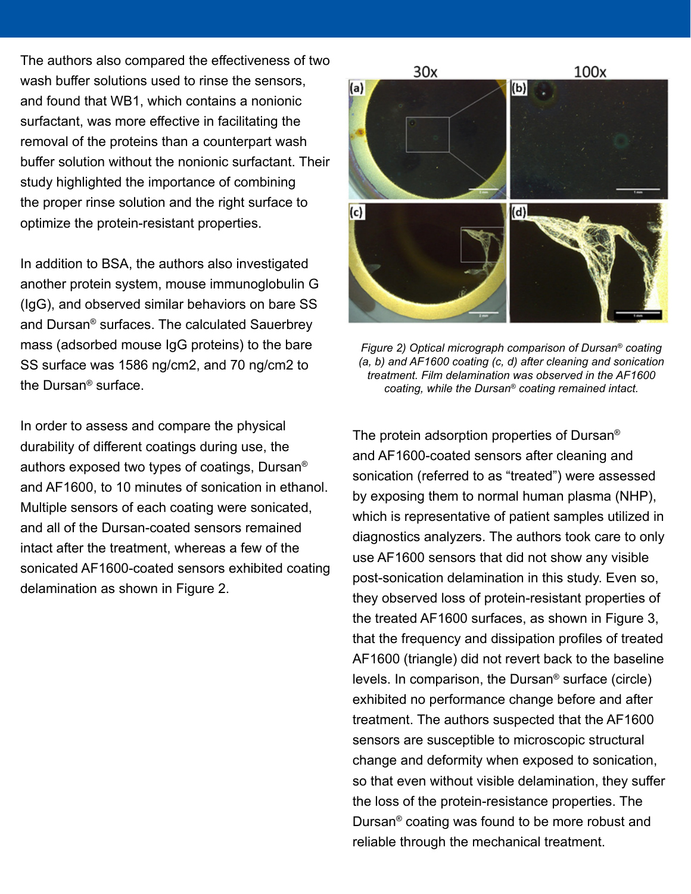The authors also compared the effectiveness of two wash buffer solutions used to rinse the sensors, and found that WB1, which contains a nonionic surfactant, was more effective in facilitating the removal of the proteins than a counterpart wash buffer solution without the nonionic surfactant. Their study highlighted the importance of combining the proper rinse solution and the right surface to optimize the protein-resistant properties.

In addition to BSA, the authors also investigated another protein system, mouse immunoglobulin G (IgG), and observed similar behaviors on bare SS and Dursan® surfaces. The calculated Sauerbrey mass (adsorbed mouse IgG proteins) to the bare SS surface was 1586 ng/cm2, and 70 ng/cm2 to the Dursan® surface.

In order to assess and compare the physical durability of different coatings during use, the authors exposed two types of coatings, Dursan® and AF1600, to 10 minutes of sonication in ethanol. Multiple sensors of each coating were sonicated, and all of the Dursan-coated sensors remained intact after the treatment, whereas a few of the sonicated AF1600-coated sensors exhibited coating delamination as shown in Figure 2.

*Figure 2) Optical micrograph comparison of Dursan® coating (a, b) and AF1600 coating (c, d) after cleaning and sonication treatment. Film delamination was observed in the AF1600 coating, while the Dursan® coating remained intact.*

The protein adsorption properties of Dursan® and AF1600-coated sensors after cleaning and sonication (referred to as "treated") were assessed by exposing them to normal human plasma (NHP), which is representative of patient samples utilized in diagnostics analyzers. The authors took care to only use AF1600 sensors that did not show any visible post-sonication delamination in this study. Even so, they observed loss of protein-resistant properties of the treated AF1600 surfaces, as shown in Figure 3, that the frequency and dissipation profiles of treated AF1600 (triangle) did not revert back to the baseline levels. In comparison, the Dursan® surface (circle) exhibited no performance change before and after treatment. The authors suspected that the AF1600 sensors are susceptible to microscopic structural change and deformity when exposed to sonication, so that even without visible delamination, they suffer the loss of the protein-resistance properties. The Dursan® coating was found to be more robust and reliable through the mechanical treatment.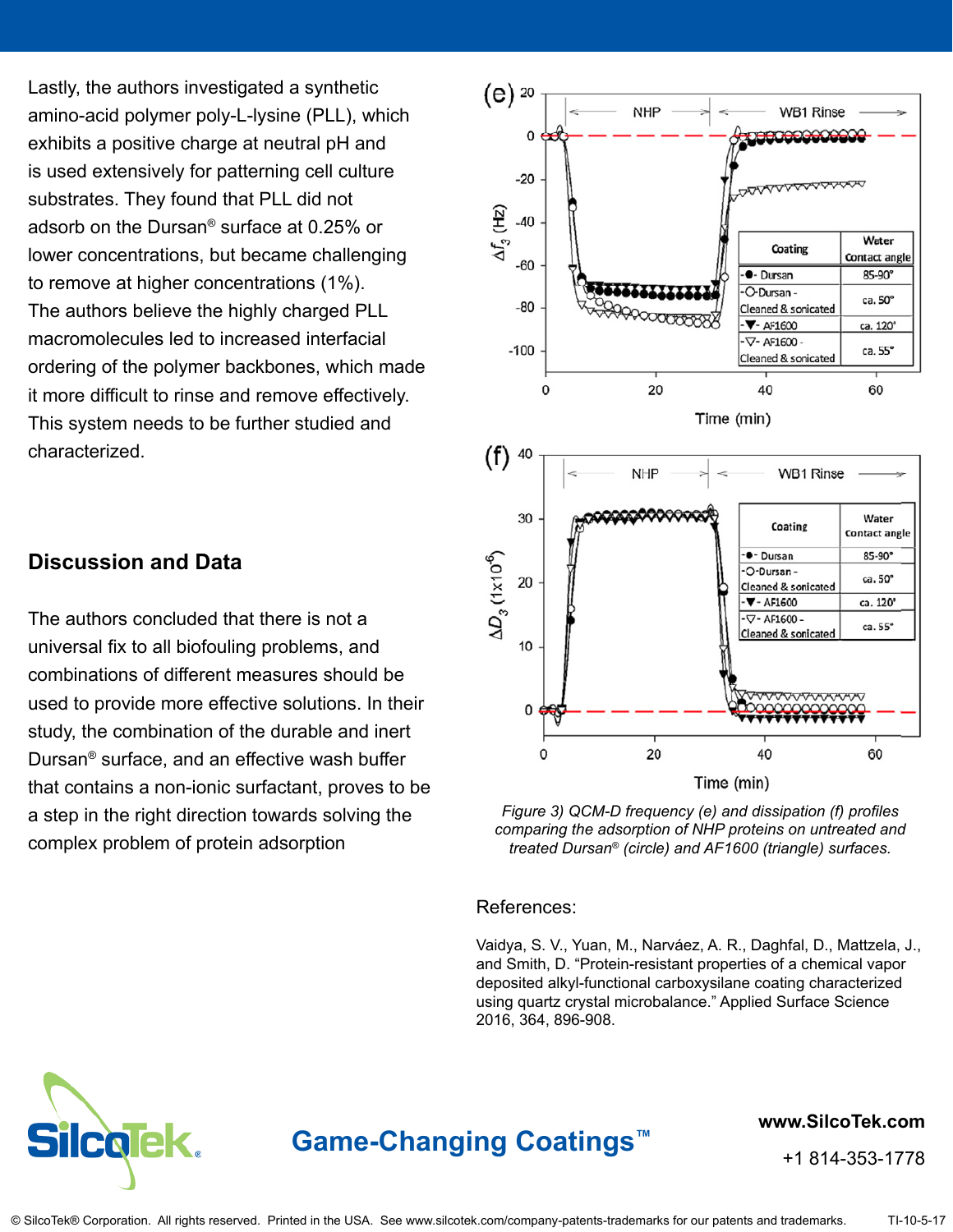Lastly, the authors investigated a synthetic amino-acid polymer poly-L-lysine (PLL), which exhibits a positive charge at neutral pH and is used extensively for patterning cell culture substrates. They found that PLL did not adsorb on the Dursan® surface at 0.25% or lower concentrations, but became challenging to remove at higher concentrations (1%). The authors believe the highly charged PLL macromolecules led to increased interfacial ordering of the polymer backbones, which made it more difficult to rinse and remove effectively. This system needs to be further studied and characterized.

## Discussion and Data

The authors concluded that there is not a universal fix to all biofouling problems, and combinations of different measures should be used to provide more effective solutions. In their study, the combination of the durable and inert Dursan® surface, and an effective wash buffer that contains a non-ionic surfactant, proves to be a step in the right direction towards solving the complex problem of protein adsorption

(e)

NHP

WB1 Rinse

$\Delta f_3$ (Hz)

20
0
-20
-40
-60
-80
-100

0
20
40
60

Time (min)

Coating
Water contact angle
-●- Dursan
85-90°
-○-Dursan - Cleaned & sonicated
ca. 50°
-▼- AF1600
ca. 120°
-▽- AF1600 - Cleaned & sonicated
ca. 55°

(f)

NHP

WB1 Rinse

$\Delta D_3$ ($1\times10^{6}$)

40
30
20
10
0

0
20
40
60

Time (min)

Coating
Water contact angle
-●- Dursan
85-90°
-○-Dursan - Cleaned & sonicated
ca. 50°
-▼- AF1600
ca. 120°
-▽- AF1600 - Cleaned & sonicated
ca. 55°

*Figure 3) QCM-D frequency (e) and dissipation (f) profiles comparing the adsorption of NHP proteins on untreated and treated Dursan® (circle) and AF1600 (triangle) surfaces.*

References:

Vaidya, S. V., Yuan, M., Narváez, A. R., Daghfal, D., Mattzela, J., and Smith, D. "Protein-resistant properties of a chemical vapor deposited alkyl-functional carboxysilane coating characterized using quartz crystal microbalance." Applied Surface Science 2016, 364, 896-908.

SilcoTek®

Game-Changing Coatings™

www.SilcoTek.com

+1 814-353-1778

© SilcoTek® Corporation. All rights reserved. Printed in the USA. See www.silcotek.com/company-patents-trademarks for our patents and trademarks. TI-10-5-17